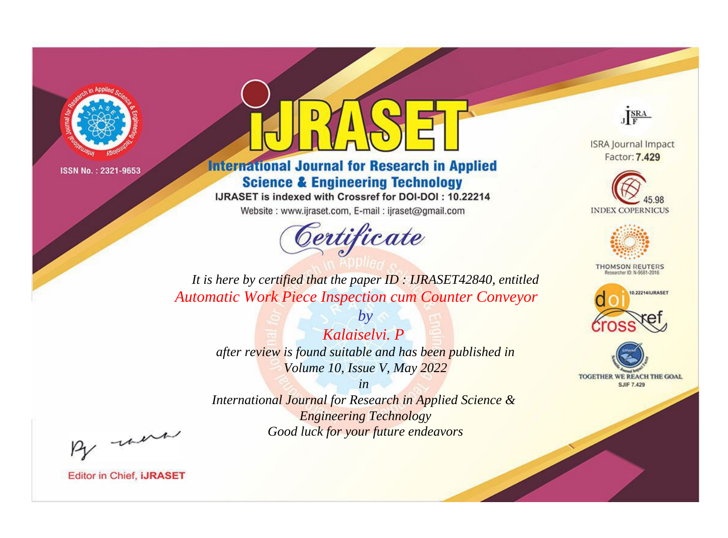ISSN No. : 2321-9653

# IJRASET

## International Journal for Research in Applied Science & Engineering Technology

IJRASET is indexed with Crossref for DOI-DOI : 10.22214

Website : www.ijraset.com, E-mail : ijraset@gmail.com

## Certificate

*It is here by certified that the paper ID : IJRASET42840, entitled*

*Automatic Work Piece Inspection cum Counter Conveyor*

*by*

*Kalaiselvi. P*

*after review is found suitable and has been published in*

*Volume 10, Issue V, May 2022*

*in*

*International Journal for Research in Applied Science & Engineering Technology*

*Good luck for your future endeavors*

ISRA Journal Impact Factor: **7.429**

45.98 INDEX COPERNICUS

THOMSON REUTERS Researcher ID: N-9681-2016

10.22214/IJRASET

TOGETHER WE REACH THE GOAL SJIF 7.429

Editor in Chief, **IJRASET**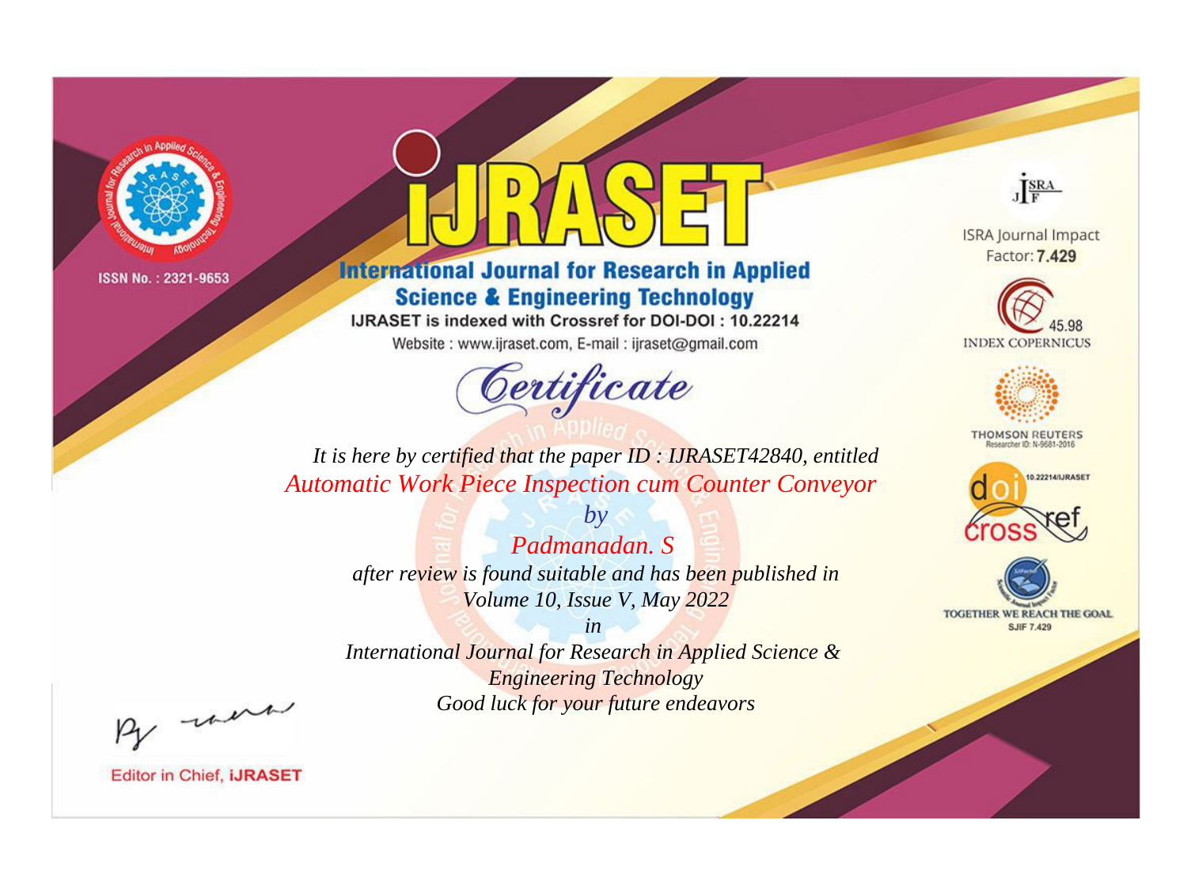ISSN No. : 2321-9653

# IJRASET

## International Journal for Research in Applied Science & Engineering Technology

IJRASET is indexed with Crossref for DOI-DOI : 10.22214

Website : www.ijraset.com, E-mail : ijraset@gmail.com

# Certificate

*It is here by certified that the paper ID : IJRASET42840, entitled*

*Automatic Work Piece Inspection cum Counter Conveyor*

*by*

*Padmanadan. S*

*after review is found suitable and has been published in*

*Volume 10, Issue V, May 2022*

*in*

*International Journal for Research in Applied Science & Engineering Technology*

*Good luck for your future endeavors*

ISRA Journal Impact Factor: **7.429**

45.98 INDEX COPERNICUS

THOMSON REUTERS Researcher ID: N-9681-2016

10.22214/IJRASET

TOGETHER WE REACH THE GOAL SJIF 7.429

Editor in Chief, **IJRASET**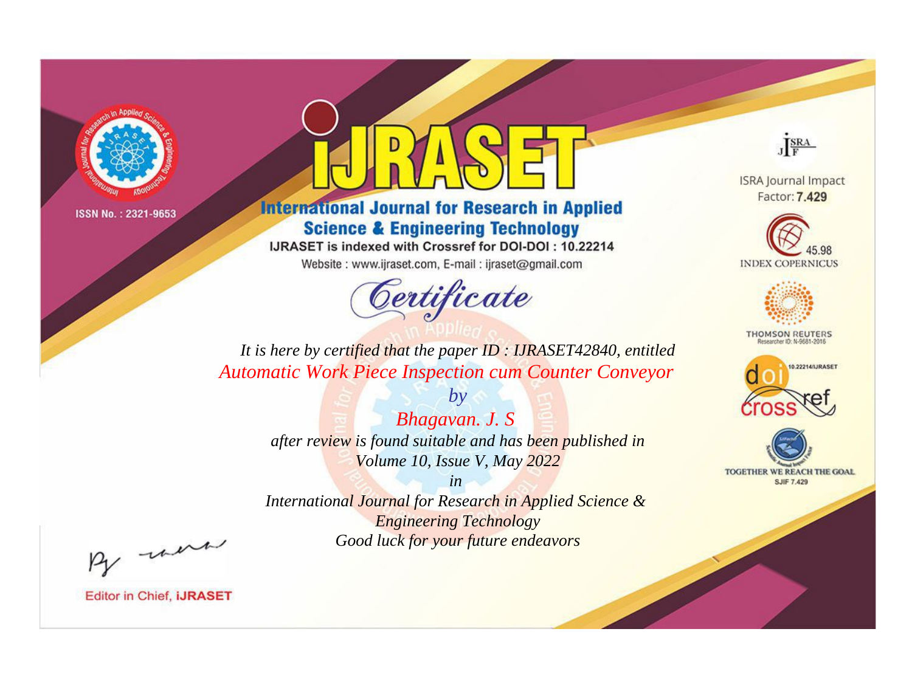ISSN No. : 2321-9653

# IJRASET

## International Journal for Research in Applied Science & Engineering Technology

IJRASET is indexed with Crossref for DOI-DOI : 10.22214

Website : www.ijraset.com, E-mail : ijraset@gmail.com

ISRA Journal Impact Factor: **7.429**

45.98 INDEX COPERNICUS

THOMSON REUTERS Researcher ID: N-9681-2016

10.22214/IJRASET

TOGETHER WE REACH THE GOAL SJIF 7.429

*Certificate*

*It is here by certified that the paper ID : IJRASET42840, entitled*

*Automatic Work Piece Inspection cum Counter Conveyor*

*by*

*Bhagavan. J. S*

*after review is found suitable and has been published in*

*Volume 10, Issue V, May 2022*

*in*

*International Journal for Research in Applied Science & Engineering Technology*

*Good luck for your future endeavors*

Editor in Chief, **IJRASET**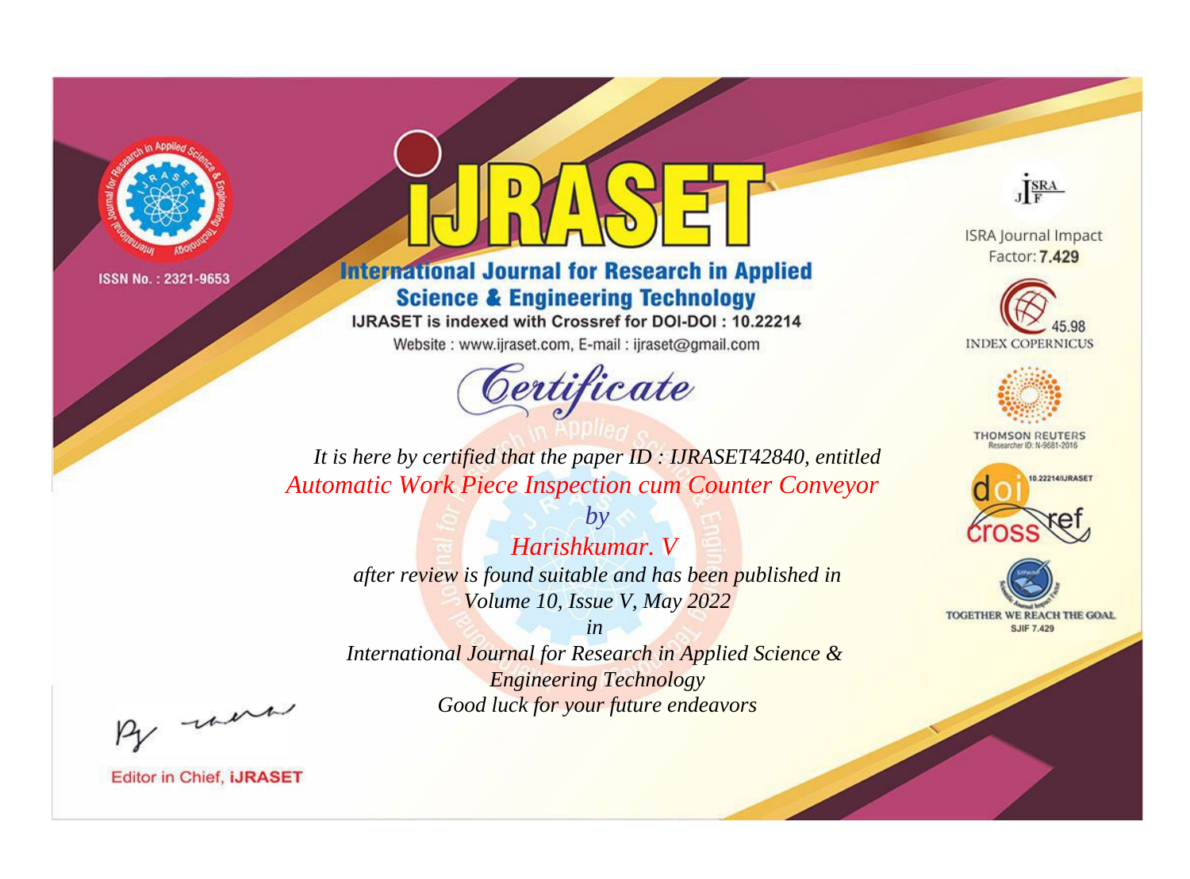ISSN No. : 2321-9653

# iJRASET

## International Journal for Research in Applied Science & Engineering Technology

IJRASET is indexed with Crossref for DOI-DOI : 10.22214

Website : www.ijraset.com, E-mail : ijraset@gmail.com

*Certificate*

*It is here by certified that the paper ID : IJRASET42840, entitled*

*Automatic Work Piece Inspection cum Counter Conveyor*

*by*

*Harishkumar. V*

*after review is found suitable and has been published in*

*Volume 10, Issue V, May 2022*

*in*

*International Journal for Research in Applied Science & Engineering Technology*

*Good luck for your future endeavors*

ISRA Journal Impact Factor: **7.429**

45.98 INDEX COPERNICUS

THOMSON REUTERS Researcher ID: N-9681-2016

10.22214/IJRASET

TOGETHER WE REACH THE GOAL SJIF 7.429

Editor in Chief, **iJRASET**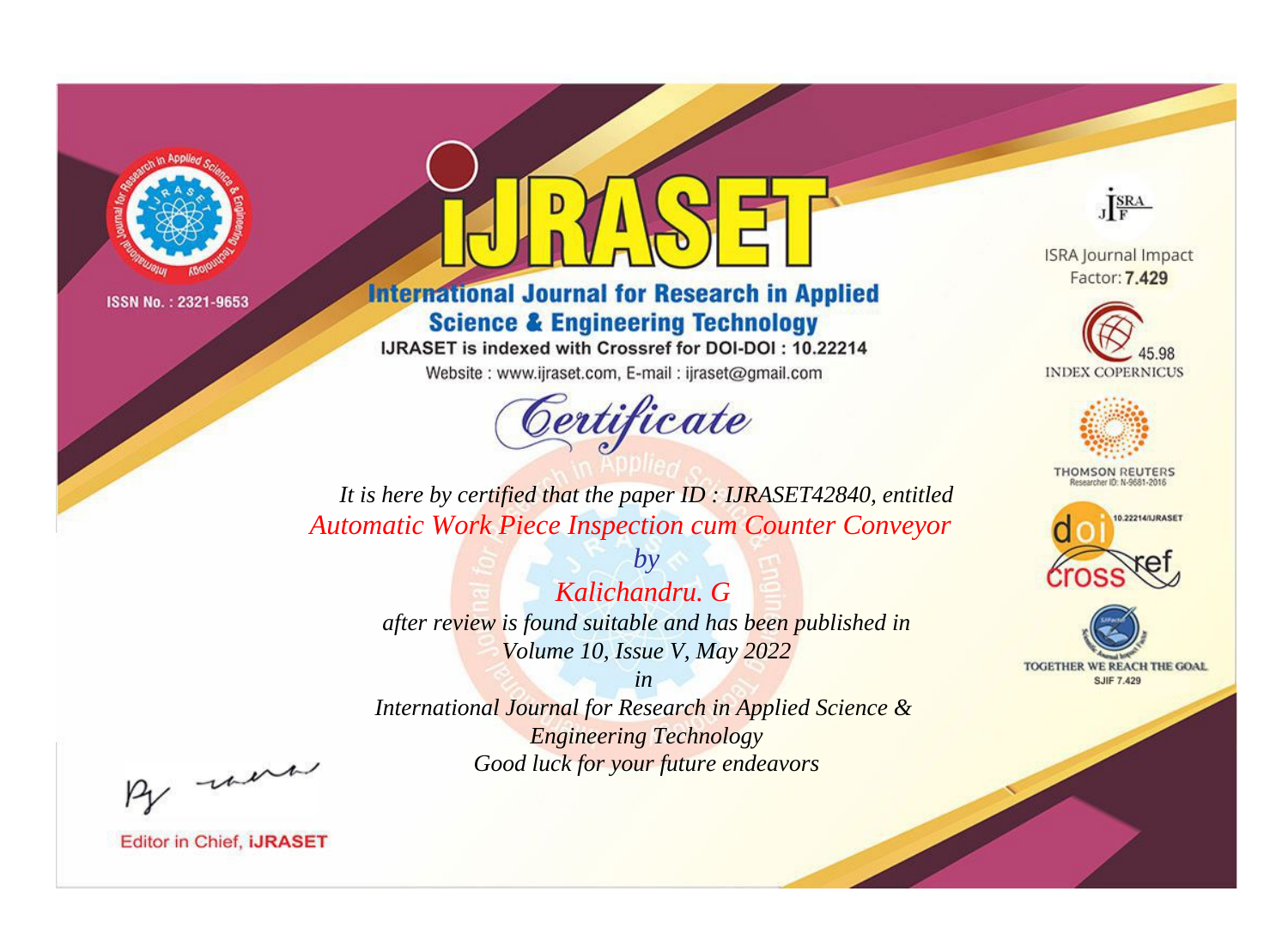ISSN No. : 2321-9653

# IJRASET

## International Journal for Research in Applied Science & Engineering Technology

IJRASET is indexed with Crossref for DOI-DOI : 10.22214

Website : www.ijraset.com, E-mail : ijraset@gmail.com

*Certificate*

*It is here by certified that the paper ID : IJRASET42840, entitled*

*Automatic Work Piece Inspection cum Counter Conveyor*

*by*

*Kalichandru. G*

*after review is found suitable and has been published in*

*Volume 10, Issue V, May 2022*

*in*

*International Journal for Research in Applied Science & Engineering Technology*

*Good luck for your future endeavors*

ISRA Journal Impact Factor: **7.429**

45.98 INDEX COPERNICUS

THOMSON REUTERS Researcher ID: N-9681-2016

10.22214/IJRASET

TOGETHER WE REACH THE GOAL SJIF 7.429

Editor in Chief, **iJRASET**